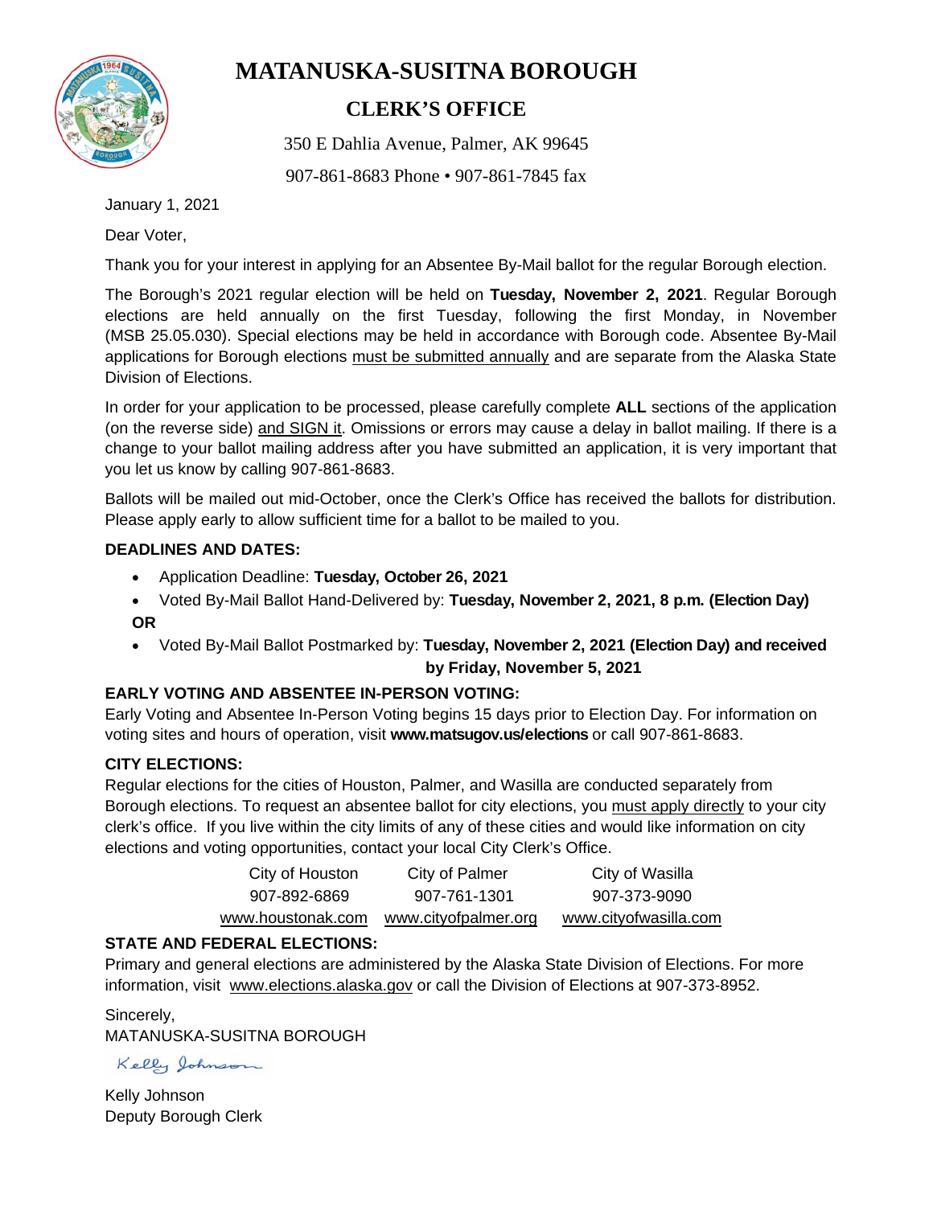# MATANUSKA-SUSITNA BOROUGH

## CLERK'S OFFICE

350 E Dahlia Avenue, Palmer, AK 99645

907-861-8683 Phone • 907-861-7845 fax

January 1, 2021

Dear Voter,

Thank you for your interest in applying for an Absentee By-Mail ballot for the regular Borough election.

The Borough's 2021 regular election will be held on **Tuesday, November 2, 2021**. Regular Borough elections are held annually on the first Tuesday, following the first Monday, in November (MSB 25.05.030). Special elections may be held in accordance with Borough code. Absentee By-Mail applications for Borough elections must be submitted annually and are separate from the Alaska State Division of Elections.

In order for your application to be processed, please carefully complete **ALL** sections of the application (on the reverse side) and SIGN it. Omissions or errors may cause a delay in ballot mailing. If there is a change to your ballot mailing address after you have submitted an application, it is very important that you let us know by calling 907-861-8683.

Ballots will be mailed out mid-October, once the Clerk's Office has received the ballots for distribution. Please apply early to allow sufficient time for a ballot to be mailed to you.

**DEADLINES AND DATES:**

- Application Deadline: **Tuesday, October 26, 2021**
- Voted By-Mail Ballot Hand-Delivered by: **Tuesday, November 2, 2021, 8 p.m. (Election Day)**

**OR**

- Voted By-Mail Ballot Postmarked by: **Tuesday, November 2, 2021 (Election Day) and received by Friday, November 5, 2021**

**EARLY VOTING AND ABSENTEE IN-PERSON VOTING:**

Early Voting and Absentee In-Person Voting begins 15 days prior to Election Day. For information on voting sites and hours of operation, visit **www.matsugov.us/elections** or call 907-861-8683.

**CITY ELECTIONS:**

Regular elections for the cities of Houston, Palmer, and Wasilla are conducted separately from Borough elections. To request an absentee ballot for city elections, you must apply directly to your city clerk's office. If you live within the city limits of any of these cities and would like information on city elections and voting opportunities, contact your local City Clerk's Office.

| City of Houston | City of Palmer | City of Wasilla |
|---|---|---|
| 907-892-6869 | 907-761-1301 | 907-373-9090 |
| www.houstonak.com | www.cityofpalmer.org | www.cityofwasilla.com |

**STATE AND FEDERAL ELECTIONS:**

Primary and general elections are administered by the Alaska State Division of Elections. For more information, visit www.elections.alaska.gov or call the Division of Elections at 907-373-8952.

Sincerely,
MATANUSKA-SUSITNA BOROUGH

Kelly Johnson

Kelly Johnson
Deputy Borough Clerk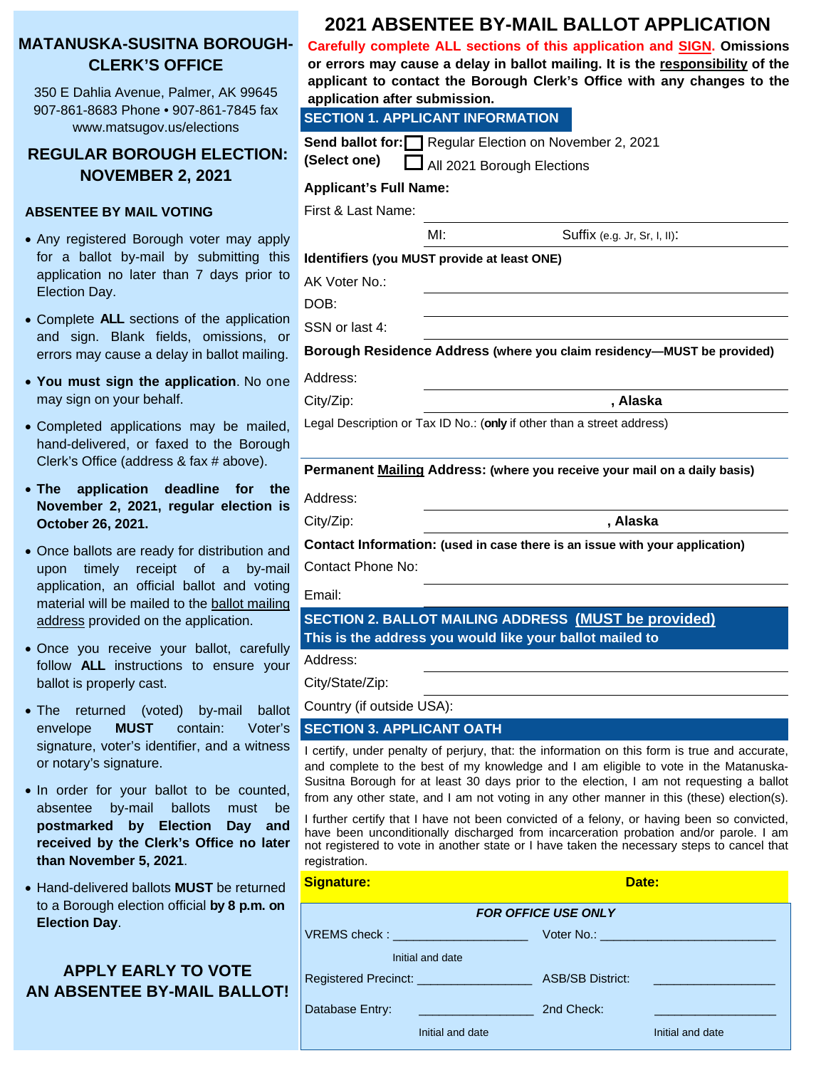## MATANUSKA-SUSITNA BOROUGH-CLERK'S OFFICE

350 E Dahlia Avenue, Palmer, AK 99645
907-861-8683 Phone • 907-861-7845 fax
www.matsugov.us/elections

## REGULAR BOROUGH ELECTION: NOVEMBER 2, 2021

### ABSENTEE BY MAIL VOTING

- Any registered Borough voter may apply for a ballot by-mail by submitting this application no later than 7 days prior to Election Day.
- Complete **ALL** sections of the application and sign. Blank fields, omissions, or errors may cause a delay in ballot mailing.
- **You must sign the application**. No one may sign on your behalf.
- Completed applications may be mailed, hand-delivered, or faxed to the Borough Clerk's Office (address & fax # above).
- **The application deadline for the November 2, 2021, regular election is October 26, 2021.**
- Once ballots are ready for distribution and upon timely receipt of a by-mail application, an official ballot and voting material will be mailed to the ballot mailing address provided on the application.
- Once you receive your ballot, carefully follow **ALL** instructions to ensure your ballot is properly cast.
- The returned (voted) by-mail ballot envelope **MUST** contain: Voter's signature, voter's identifier, and a witness or notary's signature.
- In order for your ballot to be counted, absentee by-mail ballots must be **postmarked by Election Day and received by the Clerk's Office no later than November 5, 2021**.
- Hand-delivered ballots **MUST** be returned to a Borough election official **by 8 p.m. on Election Day**.

**APPLY EARLY TO VOTE AN ABSENTEE BY-MAIL BALLOT!**

# 2021 ABSENTEE BY-MAIL BALLOT APPLICATION

**Carefully complete ALL sections of this application and SIGN. Omissions or errors may cause a delay in ballot mailing. It is the responsibility of the applicant to contact the Borough Clerk's Office with any changes to the application after submission.**

## SECTION 1. APPLICANT INFORMATION

**Send ballot for: (Select one)**
- ☐ Regular Election on November 2, 2021
- ☐ All 2021 Borough Elections

**Applicant's Full Name:**

First & Last Name: ____________________

MI: __________ Suffix (e.g. Jr, Sr, I, II): __________

**Identifiers (you MUST provide at least ONE)**

AK Voter No.: ____________________

DOB: ____________________

SSN or last 4: ____________________

**Borough Residence Address (where you claim residency—MUST be provided)**

Address: ____________________

City/Zip: ____________________, Alaska

Legal Description or Tax ID No.: (**only** if other than a street address)

____________________

**Permanent Mailing Address: (where you receive your mail on a daily basis)**

Address: ____________________

City/Zip: ____________________, Alaska

**Contact Information: (used in case there is an issue with your application)**

Contact Phone No: ____________________

Email: ____________________

## SECTION 2. BALLOT MAILING ADDRESS (MUST be provided)

**This is the address you would like your ballot mailed to**

Address: ____________________

City/State/Zip: ____________________

Country (if outside USA): ____________________

## SECTION 3. APPLICANT OATH

I certify, under penalty of perjury, that: the information on this form is true and accurate, and complete to the best of my knowledge and I am eligible to vote in the Matanuska-Susitna Borough for at least 30 days prior to the election, I am not requesting a ballot from any other state, and I am not voting in any other manner in this (these) election(s).

I further certify that I have not been convicted of a felony, or having been so convicted, have been unconditionally discharged from incarceration probation and/or parole. I am not registered to vote in another state or I have taken the necessary steps to cancel that registration.

**Signature:** ____________________ **Date:** __________

*FOR OFFICE USE ONLY*

VREMS check : ____________________ (Initial and date) Voter No.: ____________________

Registered Precinct: ____________________ ASB/SB District: ____________________

Database Entry: ____________________ (Initial and date) 2nd Check: ____________________ (Initial and date)